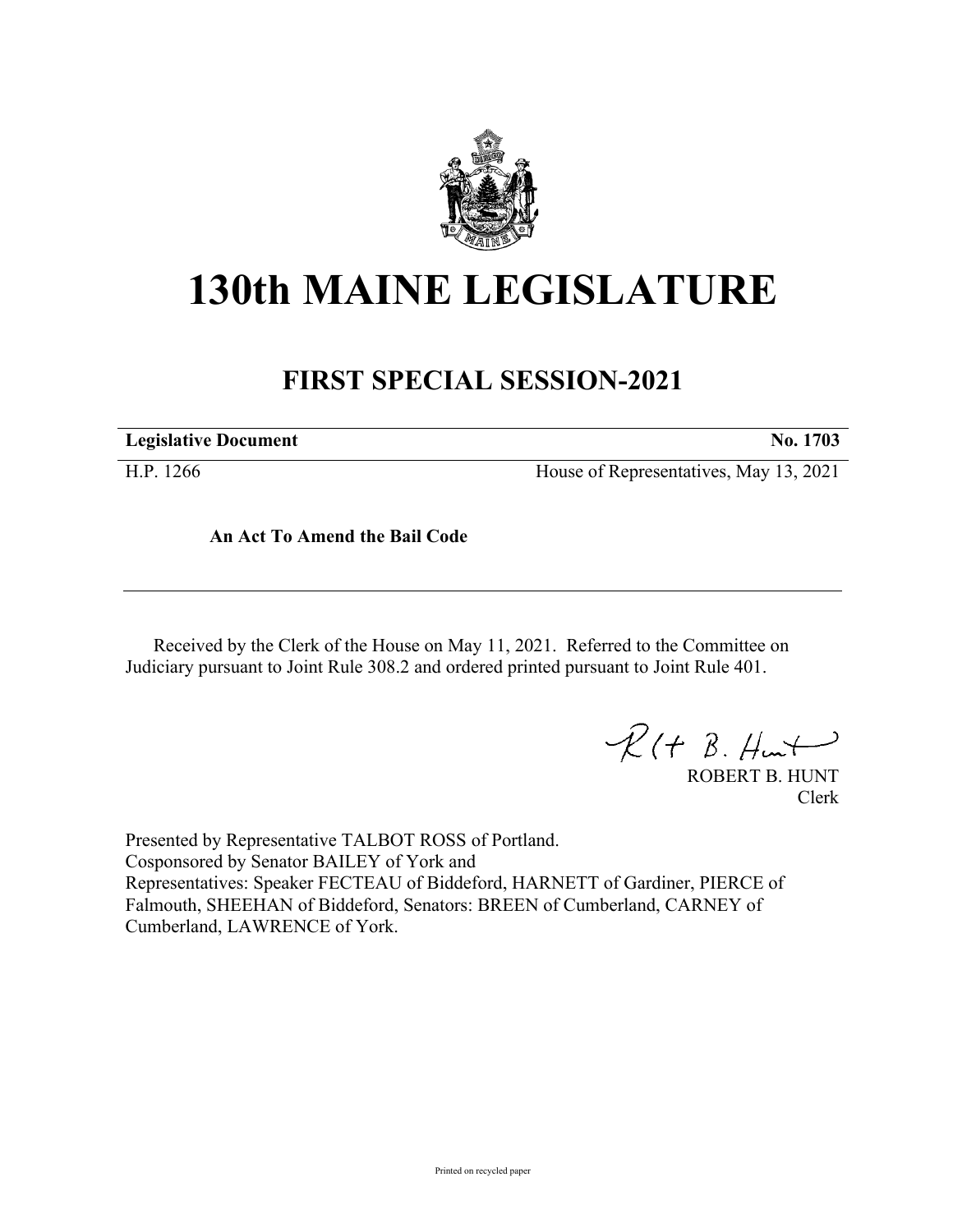# 130th MAINE LEGISLATURE

## FIRST SPECIAL SESSION-2021

| **Legislative Document** | **No. 1703** |
|---|---|
| H.P. 1266 | House of Representatives, May 13, 2021 |

**An Act To Amend the Bail Code**

Received by the Clerk of the House on May 11, 2021. Referred to the Committee on Judiciary pursuant to Joint Rule 308.2 and ordered printed pursuant to Joint Rule 401.

ROBERT B. HUNT
Clerk

Presented by Representative TALBOT ROSS of Portland.
Cosponsored by Senator BAILEY of York and
Representatives: Speaker FECTEAU of Biddeford, HARNETT of Gardiner, PIERCE of Falmouth, SHEEHAN of Biddeford, Senators: BREEN of Cumberland, CARNEY of Cumberland, LAWRENCE of York.

Printed on recycled paper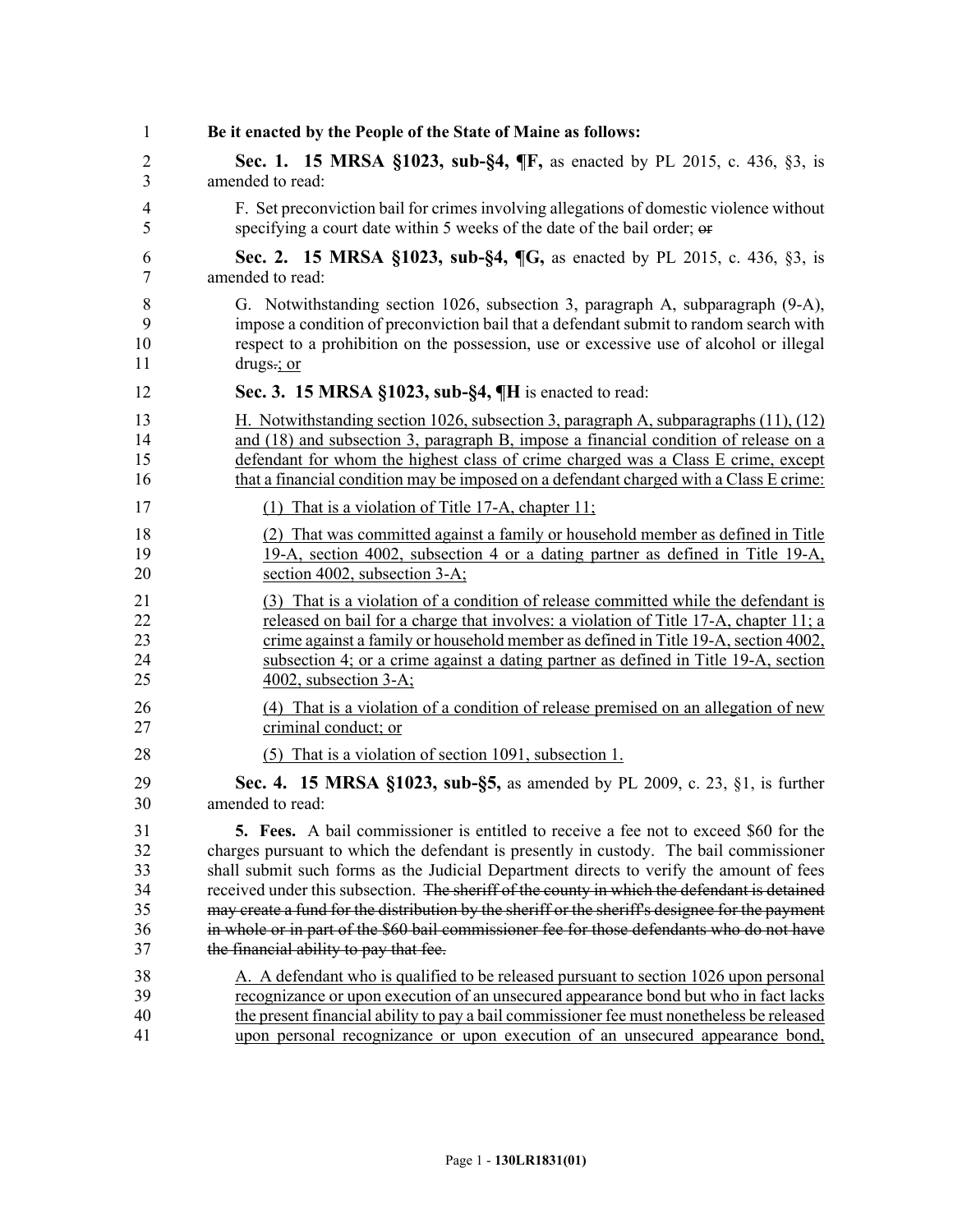**Be it enacted by the People of the State of Maine as follows:**

**Sec. 1. 15 MRSA §1023, sub-§4, ¶F,** as enacted by PL 2015, c. 436, §3, is amended to read:

F. Set preconviction bail for crimes involving allegations of domestic violence without specifying a court date within 5 weeks of the date of the bail order; ~~or~~

**Sec. 2. 15 MRSA §1023, sub-§4, ¶G,** as enacted by PL 2015, c. 436, §3, is amended to read:

G. Notwithstanding section 1026, subsection 3, paragraph A, subparagraph (9-A), impose a condition of preconviction bail that a defendant submit to random search with respect to a prohibition on the possession, use or excessive use of alcohol or illegal drugs~~.~~; or

**Sec. 3. 15 MRSA §1023, sub-§4, ¶H** is enacted to read:

H. Notwithstanding section 1026, subsection 3, paragraph A, subparagraphs (11), (12) and (18) and subsection 3, paragraph B, impose a financial condition of release on a defendant for whom the highest class of crime charged was a Class E crime, except that a financial condition may be imposed on a defendant charged with a Class E crime:

(1) That is a violation of Title 17-A, chapter 11;

(2) That was committed against a family or household member as defined in Title 19-A, section 4002, subsection 4 or a dating partner as defined in Title 19-A, section 4002, subsection 3-A;

(3) That is a violation of a condition of release committed while the defendant is released on bail for a charge that involves: a violation of Title 17-A, chapter 11; a crime against a family or household member as defined in Title 19-A, section 4002, subsection 4; or a crime against a dating partner as defined in Title 19-A, section 4002, subsection 3-A;

(4) That is a violation of a condition of release premised on an allegation of new criminal conduct; or

(5) That is a violation of section 1091, subsection 1.

**Sec. 4. 15 MRSA §1023, sub-§5,** as amended by PL 2009, c. 23, §1, is further amended to read:

**5. Fees.** A bail commissioner is entitled to receive a fee not to exceed $60 for the charges pursuant to which the defendant is presently in custody. The bail commissioner shall submit such forms as the Judicial Department directs to verify the amount of fees received under this subsection. ~~The sheriff of the county in which the defendant is detained may create a fund for the distribution by the sheriff or the sheriff's designee for the payment in whole or in part of the $60 bail commissioner fee for those defendants who do not have the financial ability to pay that fee.~~

A. A defendant who is qualified to be released pursuant to section 1026 upon personal recognizance or upon execution of an unsecured appearance bond but who in fact lacks the present financial ability to pay a bail commissioner fee must nonetheless be released upon personal recognizance or upon execution of an unsecured appearance bond,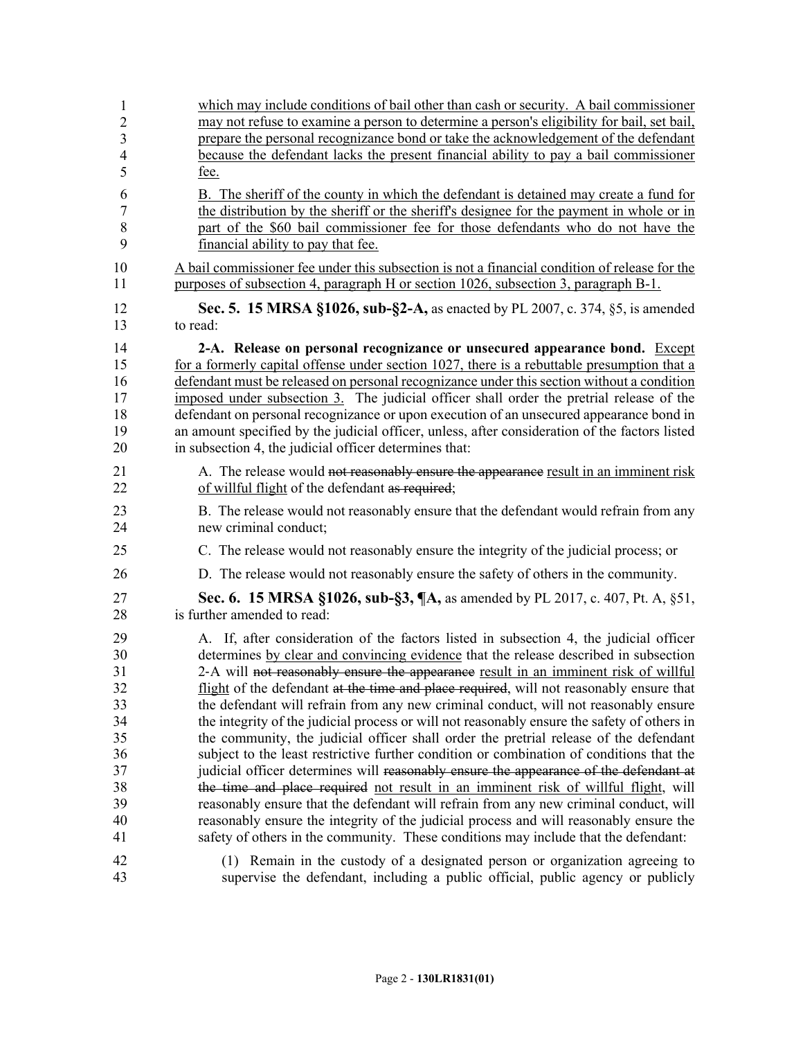which may include conditions of bail other than cash or security. A bail commissioner may not refuse to examine a person to determine a person's eligibility for bail, set bail, prepare the personal recognizance bond or take the acknowledgement of the defendant because the defendant lacks the present financial ability to pay a bail commissioner fee.

B. The sheriff of the county in which the defendant is detained may create a fund for the distribution by the sheriff or the sheriff's designee for the payment in whole or in part of the $60 bail commissioner fee for those defendants who do not have the financial ability to pay that fee.

A bail commissioner fee under this subsection is not a financial condition of release for the purposes of subsection 4, paragraph H or section 1026, subsection 3, paragraph B-1.

**Sec. 5. 15 MRSA §1026, sub-§2-A,** as enacted by PL 2007, c. 374, §5, is amended to read:

**2-A. Release on personal recognizance or unsecured appearance bond.** Except for a formerly capital offense under section 1027, there is a rebuttable presumption that a defendant must be released on personal recognizance under this section without a condition imposed under subsection 3. The judicial officer shall order the pretrial release of the defendant on personal recognizance or upon execution of an unsecured appearance bond in an amount specified by the judicial officer, unless, after consideration of the factors listed in subsection 4, the judicial officer determines that:

A. The release would ~~not reasonably ensure the appearance~~ result in an imminent risk of willful flight of the defendant ~~as required~~;

B. The release would not reasonably ensure that the defendant would refrain from any new criminal conduct;

C. The release would not reasonably ensure the integrity of the judicial process; or

D. The release would not reasonably ensure the safety of others in the community.

**Sec. 6. 15 MRSA §1026, sub-§3, ¶A,** as amended by PL 2017, c. 407, Pt. A, §51, is further amended to read:

A. If, after consideration of the factors listed in subsection 4, the judicial officer determines by clear and convincing evidence that the release described in subsection 2-A will ~~not reasonably ensure the appearance~~ result in an imminent risk of willful flight of the defendant ~~at the time and place required~~, will not reasonably ensure that the defendant will refrain from any new criminal conduct, will not reasonably ensure the integrity of the judicial process or will not reasonably ensure the safety of others in the community, the judicial officer shall order the pretrial release of the defendant subject to the least restrictive further condition or combination of conditions that the judicial officer determines will ~~reasonably ensure the appearance of the defendant at the time and place required~~ not result in an imminent risk of willful flight, will reasonably ensure that the defendant will refrain from any new criminal conduct, will reasonably ensure the integrity of the judicial process and will reasonably ensure the safety of others in the community. These conditions may include that the defendant:

(1) Remain in the custody of a designated person or organization agreeing to supervise the defendant, including a public official, public agency or publicly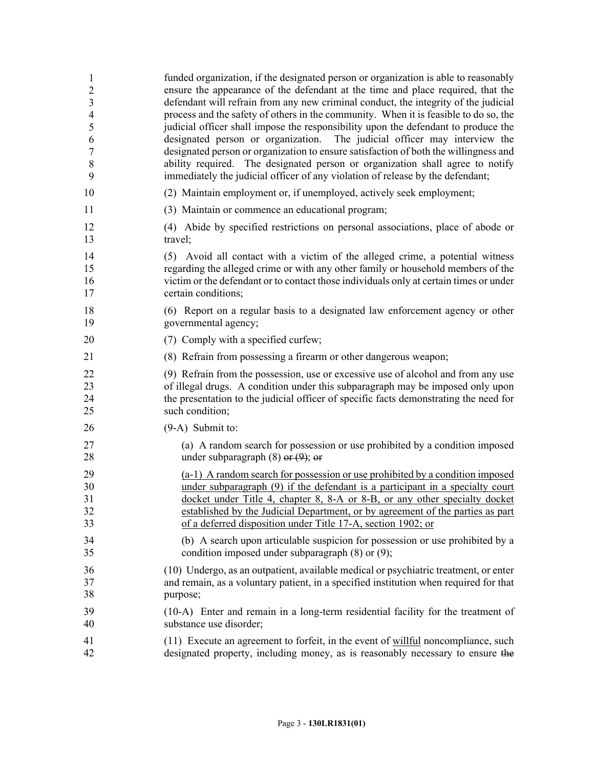funded organization, if the designated person or organization is able to reasonably ensure the appearance of the defendant at the time and place required, that the defendant will refrain from any new criminal conduct, the integrity of the judicial process and the safety of others in the community. When it is feasible to do so, the judicial officer shall impose the responsibility upon the defendant to produce the designated person or organization. The judicial officer may interview the designated person or organization to ensure satisfaction of both the willingness and ability required. The designated person or organization shall agree to notify immediately the judicial officer of any violation of release by the defendant;

(2) Maintain employment or, if unemployed, actively seek employment;

(3) Maintain or commence an educational program;

(4) Abide by specified restrictions on personal associations, place of abode or travel;

(5) Avoid all contact with a victim of the alleged crime, a potential witness regarding the alleged crime or with any other family or household members of the victim or the defendant or to contact those individuals only at certain times or under certain conditions;

(6) Report on a regular basis to a designated law enforcement agency or other governmental agency;

(7) Comply with a specified curfew;

(8) Refrain from possessing a firearm or other dangerous weapon;

(9) Refrain from the possession, use or excessive use of alcohol and from any use of illegal drugs. A condition under this subparagraph may be imposed only upon the presentation to the judicial officer of specific facts demonstrating the need for such condition;

(9-A) Submit to:

(a) A random search for possession or use prohibited by a condition imposed under subparagraph (8) ~~or (9)~~; ~~or~~

<u>(a-1) A random search for possession or use prohibited by a condition imposed under subparagraph (9) if the defendant is a participant in a specialty court docket under Title 4, chapter 8, 8-A or 8-B, or any other specialty docket established by the Judicial Department, or by agreement of the parties as part of a deferred disposition under Title 17-A, section 1902; or</u>

(b) A search upon articulable suspicion for possession or use prohibited by a condition imposed under subparagraph (8) or (9);

(10) Undergo, as an outpatient, available medical or psychiatric treatment, or enter and remain, as a voluntary patient, in a specified institution when required for that purpose;

(10-A) Enter and remain in a long-term residential facility for the treatment of substance use disorder;

(11) Execute an agreement to forfeit, in the event of <u>willful</u> noncompliance, such designated property, including money, as is reasonably necessary to ensure ~~the~~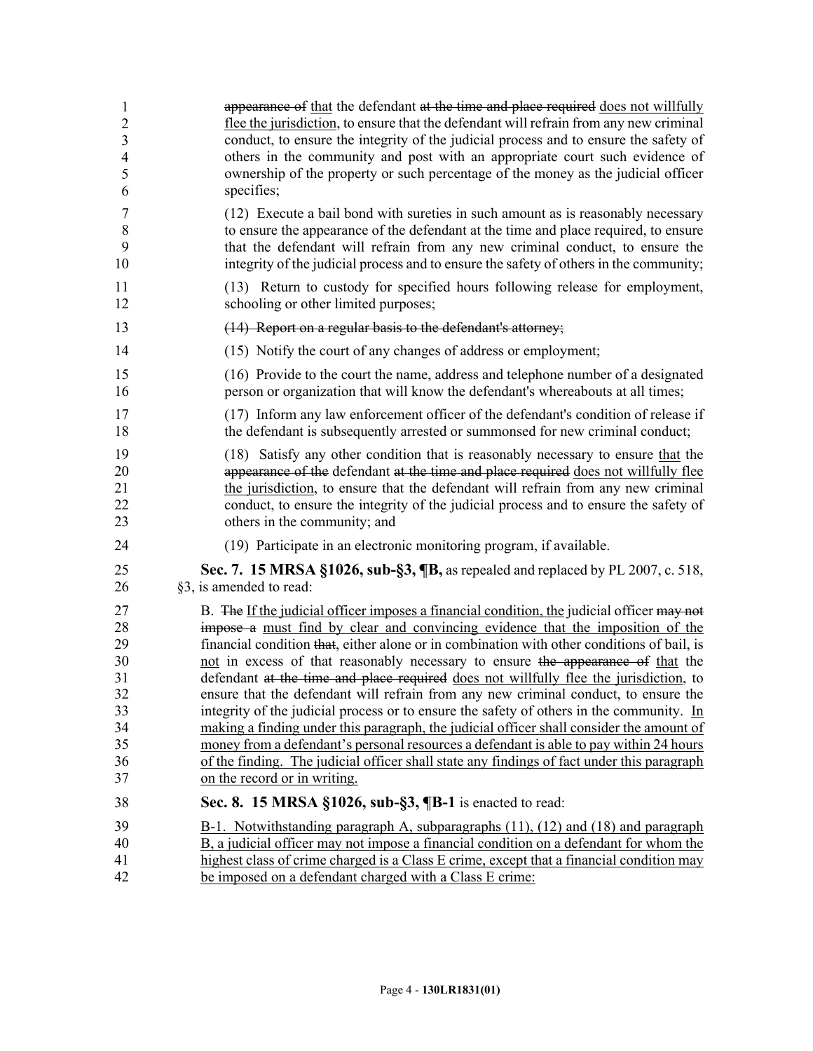appearance of that the defendant at the time and place required does not willfully flee the jurisdiction, to ensure that the defendant will refrain from any new criminal conduct, to ensure the integrity of the judicial process and to ensure the safety of others in the community and post with an appropriate court such evidence of ownership of the property or such percentage of the money as the judicial officer specifies;

(12) Execute a bail bond with sureties in such amount as is reasonably necessary to ensure the appearance of the defendant at the time and place required, to ensure that the defendant will refrain from any new criminal conduct, to ensure the integrity of the judicial process and to ensure the safety of others in the community;

(13) Return to custody for specified hours following release for employment, schooling or other limited purposes;

~~(14) Report on a regular basis to the defendant's attorney;~~

(15) Notify the court of any changes of address or employment;

(16) Provide to the court the name, address and telephone number of a designated person or organization that will know the defendant's whereabouts at all times;

(17) Inform any law enforcement officer of the defendant's condition of release if the defendant is subsequently arrested or summonsed for new criminal conduct;

(18) Satisfy any other condition that is reasonably necessary to ensure that the ~~appearance of the~~ defendant ~~at the time and place required~~ does not willfully flee the jurisdiction, to ensure that the defendant will refrain from any new criminal conduct, to ensure the integrity of the judicial process and to ensure the safety of others in the community; and

(19) Participate in an electronic monitoring program, if available.

**Sec. 7. 15 MRSA §1026, sub-§3, ¶B,** as repealed and replaced by PL 2007, c. 518, §3, is amended to read:

B. ~~The~~ If the judicial officer imposes a financial condition, the judicial officer ~~may not impose a~~ must find by clear and convincing evidence that the imposition of the financial condition ~~that~~, either alone or in combination with other conditions of bail, is not in excess of that reasonably necessary to ensure ~~the appearance of~~ that the defendant ~~at the time and place required~~ does not willfully flee the jurisdiction, to ensure that the defendant will refrain from any new criminal conduct, to ensure the integrity of the judicial process or to ensure the safety of others in the community. In making a finding under this paragraph, the judicial officer shall consider the amount of money from a defendant's personal resources a defendant is able to pay within 24 hours of the finding. The judicial officer shall state any findings of fact under this paragraph on the record or in writing.

**Sec. 8. 15 MRSA §1026, sub-§3, ¶B-1** is enacted to read:

B-1. Notwithstanding paragraph A, subparagraphs (11), (12) and (18) and paragraph B, a judicial officer may not impose a financial condition on a defendant for whom the highest class of crime charged is a Class E crime, except that a financial condition may be imposed on a defendant charged with a Class E crime: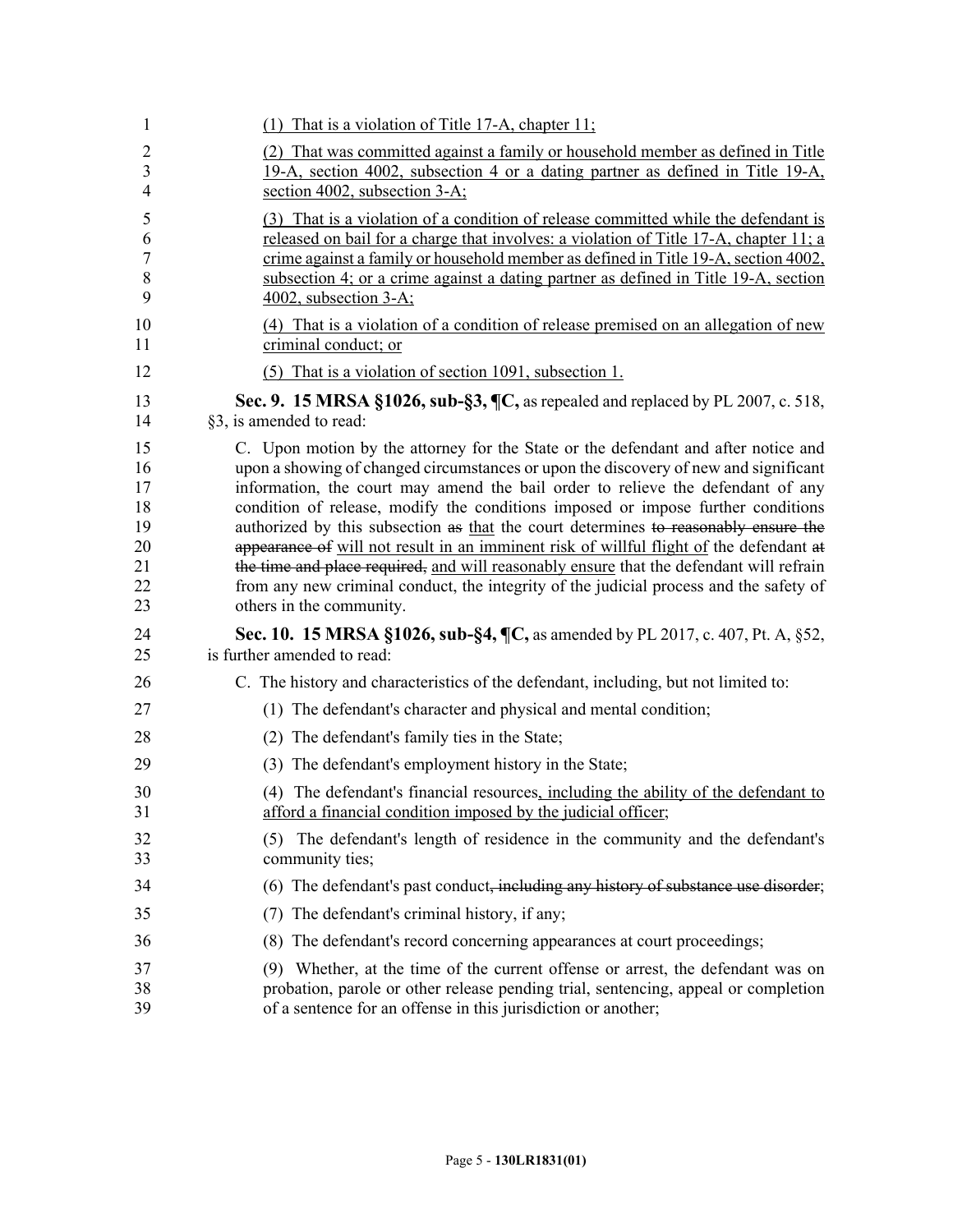<u>(1) That is a violation of Title 17-A, chapter 11;</u>

<u>(2) That was committed against a family or household member as defined in Title 19-A, section 4002, subsection 4 or a dating partner as defined in Title 19-A, section 4002, subsection 3-A;</u>

<u>(3) That is a violation of a condition of release committed while the defendant is released on bail for a charge that involves: a violation of Title 17-A, chapter 11; a crime against a family or household member as defined in Title 19-A, section 4002, subsection 4; or a crime against a dating partner as defined in Title 19-A, section 4002, subsection 3-A;</u>

<u>(4) That is a violation of a condition of release premised on an allegation of new criminal conduct; or</u>

<u>(5) That is a violation of section 1091, subsection 1.</u>

**Sec. 9. 15 MRSA §1026, sub-§3, ¶C,** as repealed and replaced by PL 2007, c. 518, §3, is amended to read:

C. Upon motion by the attorney for the State or the defendant and after notice and upon a showing of changed circumstances or upon the discovery of new and significant information, the court may amend the bail order to relieve the defendant of any condition of release, modify the conditions imposed or impose further conditions authorized by this subsection ~~as~~ <u>that</u> the court determines ~~to reasonably ensure the appearance of~~ <u>will not result in an imminent risk of willful flight of</u> the defendant ~~at the time and place required,~~ <u>and will reasonably ensure</u> that the defendant will refrain from any new criminal conduct, the integrity of the judicial process and the safety of others in the community.

**Sec. 10. 15 MRSA §1026, sub-§4, ¶C,** as amended by PL 2017, c. 407, Pt. A, §52, is further amended to read:

C. The history and characteristics of the defendant, including, but not limited to:

(1) The defendant's character and physical and mental condition;

(2) The defendant's family ties in the State;

(3) The defendant's employment history in the State;

(4) The defendant's financial resources<u>, including the ability of the defendant to afford a financial condition imposed by the judicial officer</u>;

(5) The defendant's length of residence in the community and the defendant's community ties;

(6) The defendant's past conduct~~, including any history of substance use disorder~~;

(7) The defendant's criminal history, if any;

(8) The defendant's record concerning appearances at court proceedings;

(9) Whether, at the time of the current offense or arrest, the defendant was on probation, parole or other release pending trial, sentencing, appeal or completion of a sentence for an offense in this jurisdiction or another;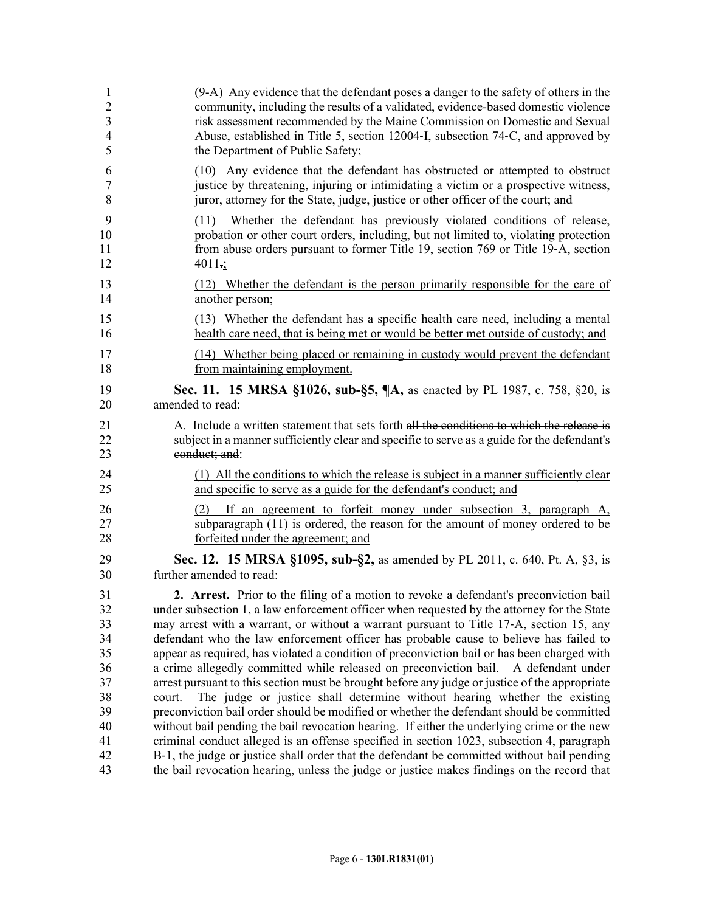(9-A) Any evidence that the defendant poses a danger to the safety of others in the community, including the results of a validated, evidence-based domestic violence risk assessment recommended by the Maine Commission on Domestic and Sexual Abuse, established in Title 5, section 12004-I, subsection 74-C, and approved by the Department of Public Safety;

(10) Any evidence that the defendant has obstructed or attempted to obstruct justice by threatening, injuring or intimidating a victim or a prospective witness, juror, attorney for the State, judge, justice or other officer of the court; ~~and~~

(11) Whether the defendant has previously violated conditions of release, probation or other court orders, including, but not limited to, violating protection from abuse orders pursuant to <u>former</u> Title 19, section 769 or Title 19-A, section 4011~~.~~<u>;</u>

<u>(12) Whether the defendant is the person primarily responsible for the care of another person;</u>

<u>(13) Whether the defendant has a specific health care need, including a mental health care need, that is being met or would be better met outside of custody; and</u>

<u>(14) Whether being placed or remaining in custody would prevent the defendant from maintaining employment.</u>

**Sec. 11. 15 MRSA §1026, sub-§5, ¶A,** as enacted by PL 1987, c. 758, §20, is amended to read:

A. Include a written statement that sets forth ~~all the conditions to which the release is subject in a manner sufficiently clear and specific to serve as a guide for the defendant's conduct; and~~<u>:</u>

<u>(1) All the conditions to which the release is subject in a manner sufficiently clear and specific to serve as a guide for the defendant's conduct; and</u>

<u>(2) If an agreement to forfeit money under subsection 3, paragraph A, subparagraph (11) is ordered, the reason for the amount of money ordered to be forfeited under the agreement; and</u>

**Sec. 12. 15 MRSA §1095, sub-§2,** as amended by PL 2011, c. 640, Pt. A, §3, is further amended to read:

**2. Arrest.** Prior to the filing of a motion to revoke a defendant's preconviction bail under subsection 1, a law enforcement officer when requested by the attorney for the State may arrest with a warrant, or without a warrant pursuant to Title 17-A, section 15, any defendant who the law enforcement officer has probable cause to believe has failed to appear as required, has violated a condition of preconviction bail or has been charged with a crime allegedly committed while released on preconviction bail. A defendant under arrest pursuant to this section must be brought before any judge or justice of the appropriate court. The judge or justice shall determine without hearing whether the existing preconviction bail order should be modified or whether the defendant should be committed without bail pending the bail revocation hearing. If either the underlying crime or the new criminal conduct alleged is an offense specified in section 1023, subsection 4, paragraph B-1, the judge or justice shall order that the defendant be committed without bail pending the bail revocation hearing, unless the judge or justice makes findings on the record that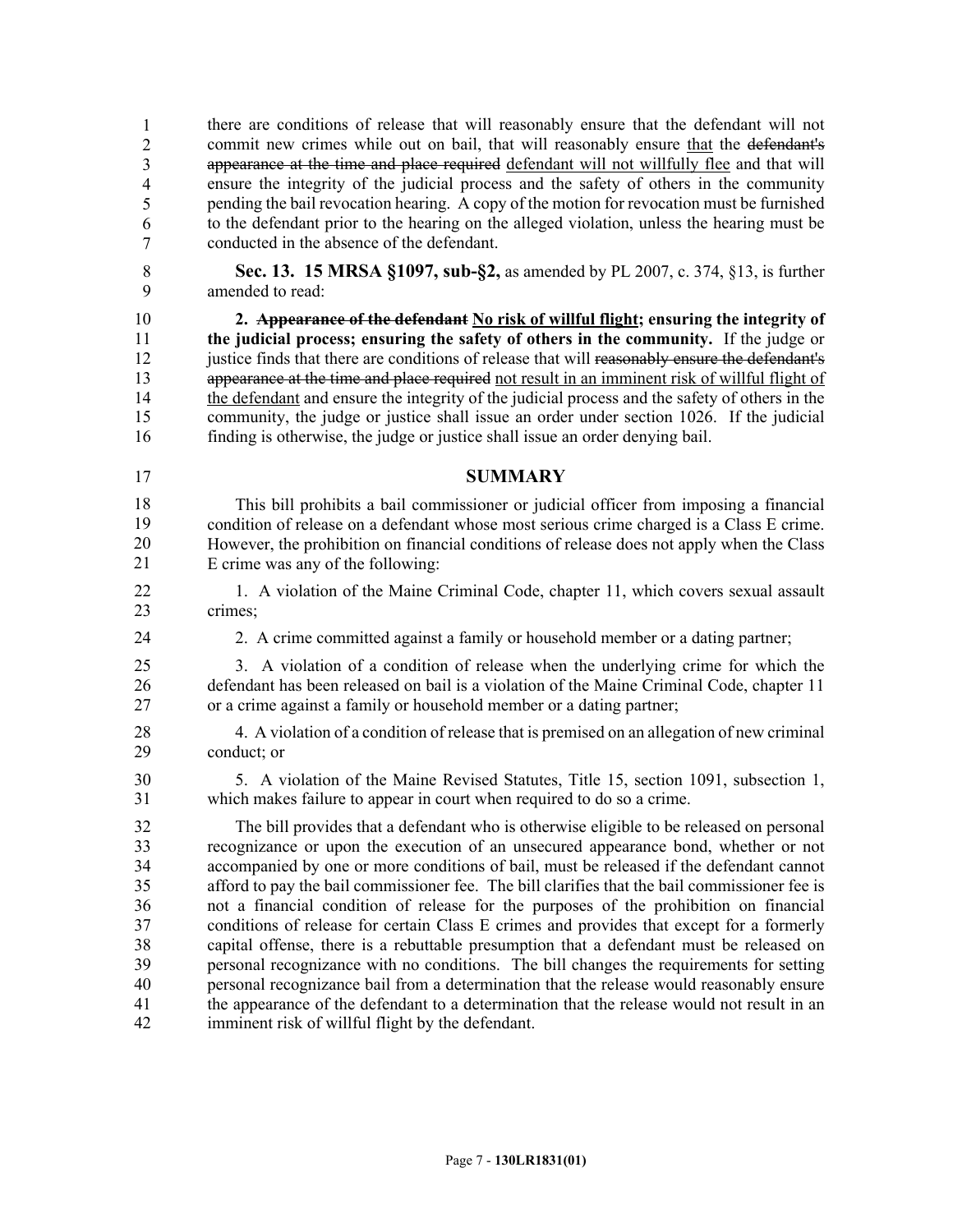there are conditions of release that will reasonably ensure that the defendant will not commit new crimes while out on bail, that will reasonably ensure that the ~~defendant's appearance at the time and place required~~ defendant will not willfully flee and that will ensure the integrity of the judicial process and the safety of others in the community pending the bail revocation hearing. A copy of the motion for revocation must be furnished to the defendant prior to the hearing on the alleged violation, unless the hearing must be conducted in the absence of the defendant.

**Sec. 13. 15 MRSA §1097, sub-§2,** as amended by PL 2007, c. 374, §13, is further amended to read:

**2. ~~Appearance of the defendant~~ No risk of willful flight; ensuring the integrity of the judicial process; ensuring the safety of others in the community.** If the judge or justice finds that there are conditions of release that will ~~reasonably ensure the defendant's appearance at the time and place required~~ not result in an imminent risk of willful flight of the defendant and ensure the integrity of the judicial process and the safety of others in the community, the judge or justice shall issue an order under section 1026. If the judicial finding is otherwise, the judge or justice shall issue an order denying bail.

## SUMMARY

This bill prohibits a bail commissioner or judicial officer from imposing a financial condition of release on a defendant whose most serious crime charged is a Class E crime. However, the prohibition on financial conditions of release does not apply when the Class E crime was any of the following:

1. A violation of the Maine Criminal Code, chapter 11, which covers sexual assault crimes;

2. A crime committed against a family or household member or a dating partner;

3. A violation of a condition of release when the underlying crime for which the defendant has been released on bail is a violation of the Maine Criminal Code, chapter 11 or a crime against a family or household member or a dating partner;

4. A violation of a condition of release that is premised on an allegation of new criminal conduct; or

5. A violation of the Maine Revised Statutes, Title 15, section 1091, subsection 1, which makes failure to appear in court when required to do so a crime.

The bill provides that a defendant who is otherwise eligible to be released on personal recognizance or upon the execution of an unsecured appearance bond, whether or not accompanied by one or more conditions of bail, must be released if the defendant cannot afford to pay the bail commissioner fee. The bill clarifies that the bail commissioner fee is not a financial condition of release for the purposes of the prohibition on financial conditions of release for certain Class E crimes and provides that except for a formerly capital offense, there is a rebuttable presumption that a defendant must be released on personal recognizance with no conditions. The bill changes the requirements for setting personal recognizance bail from a determination that the release would reasonably ensure the appearance of the defendant to a determination that the release would not result in an imminent risk of willful flight by the defendant.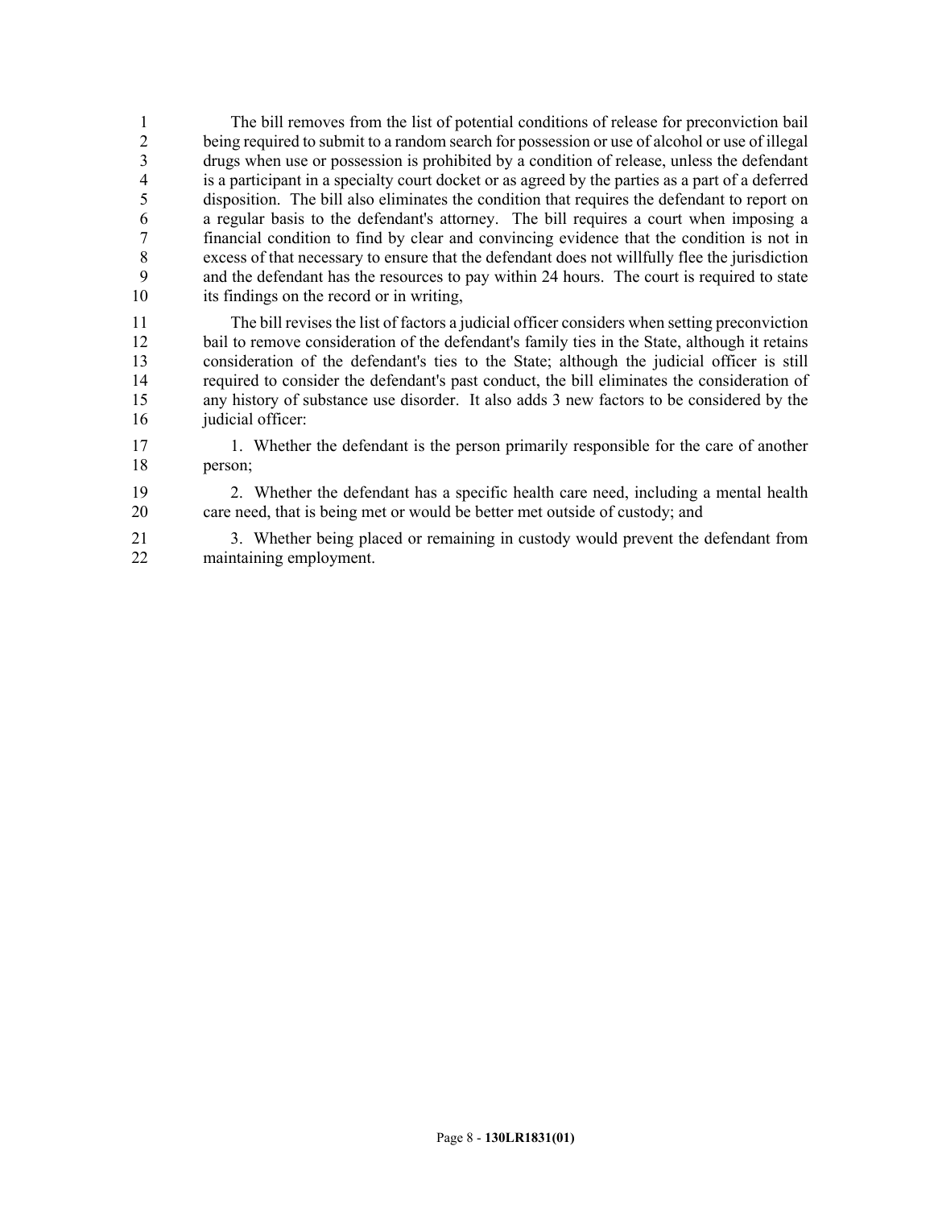The bill removes from the list of potential conditions of release for preconviction bail being required to submit to a random search for possession or use of alcohol or use of illegal drugs when use or possession is prohibited by a condition of release, unless the defendant is a participant in a specialty court docket or as agreed by the parties as a part of a deferred disposition. The bill also eliminates the condition that requires the defendant to report on a regular basis to the defendant's attorney. The bill requires a court when imposing a financial condition to find by clear and convincing evidence that the condition is not in excess of that necessary to ensure that the defendant does not willfully flee the jurisdiction and the defendant has the resources to pay within 24 hours. The court is required to state its findings on the record or in writing,

The bill revises the list of factors a judicial officer considers when setting preconviction bail to remove consideration of the defendant's family ties in the State, although it retains consideration of the defendant's ties to the State; although the judicial officer is still required to consider the defendant's past conduct, the bill eliminates the consideration of any history of substance use disorder. It also adds 3 new factors to be considered by the judicial officer:

1. Whether the defendant is the person primarily responsible for the care of another person;

2. Whether the defendant has a specific health care need, including a mental health care need, that is being met or would be better met outside of custody; and

3. Whether being placed or remaining in custody would prevent the defendant from maintaining employment.